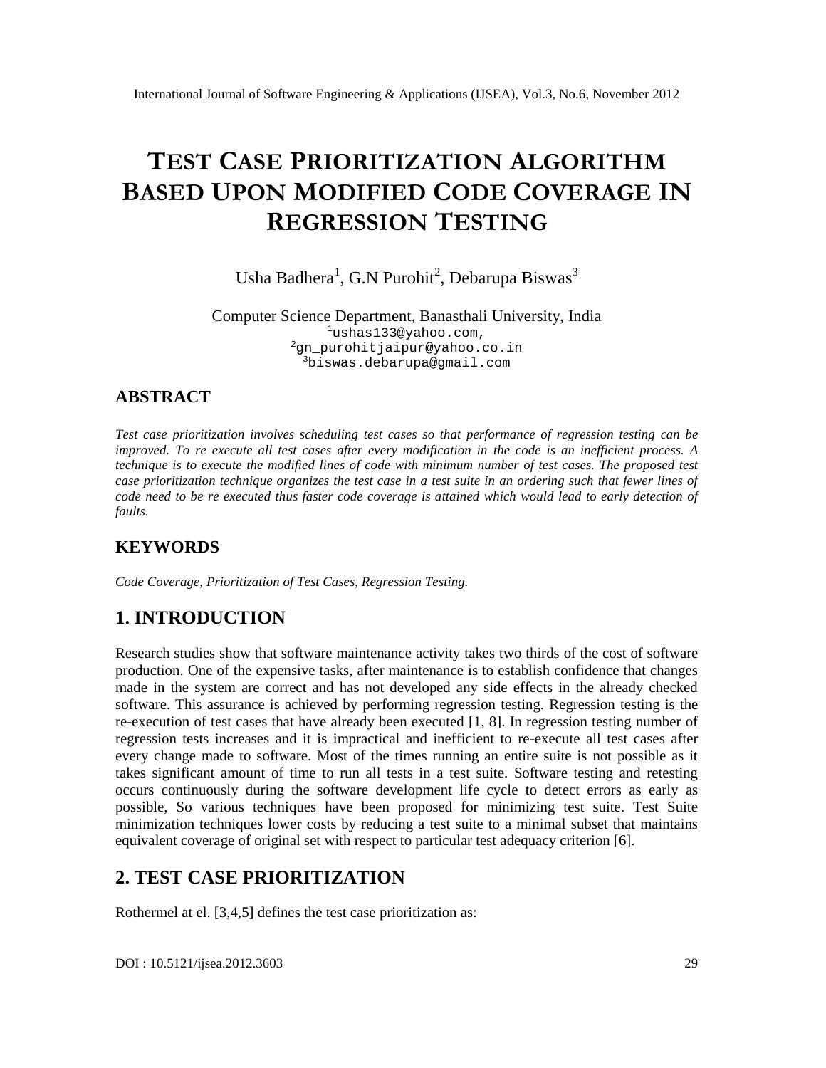# TEST CASE PRIORITIZATION ALGORITHM BASED UPON MODIFIED CODE COVERAGE IN REGRESSION TESTING

Usha Badhera[1], G.N Purohit[2], Debarupa Biswas[3]

Computer Science Department, Banasthali University, India
[1]ushas133@yahoo.com,
[2]gn_purohitjaipur@yahoo.co.in
[3]biswas.debarupa@gmail.com

## ABSTRACT

*Test case prioritization involves scheduling test cases so that performance of regression testing can be improved. To re execute all test cases after every modification in the code is an inefficient process. A technique is to execute the modified lines of code with minimum number of test cases. The proposed test case prioritization technique organizes the test case in a test suite in an ordering such that fewer lines of code need to be re executed thus faster code coverage is attained which would lead to early detection of faults.*

## KEYWORDS

*Code Coverage, Prioritization of Test Cases, Regression Testing.*

## 1. INTRODUCTION

Research studies show that software maintenance activity takes two thirds of the cost of software production. One of the expensive tasks, after maintenance is to establish confidence that changes made in the system are correct and has not developed any side effects in the already checked software. This assurance is achieved by performing regression testing. Regression testing is the re-execution of test cases that have already been executed [1, 8]. In regression testing number of regression tests increases and it is impractical and inefficient to re-execute all test cases after every change made to software. Most of the times running an entire suite is not possible as it takes significant amount of time to run all tests in a test suite. Software testing and retesting occurs continuously during the software development life cycle to detect errors as early as possible, So various techniques have been proposed for minimizing test suite. Test Suite minimization techniques lower costs by reducing a test suite to a minimal subset that maintains equivalent coverage of original set with respect to particular test adequacy criterion [6].

## 2. TEST CASE PRIORITIZATION

Rothermel at el. [3,4,5] defines the test case prioritization as: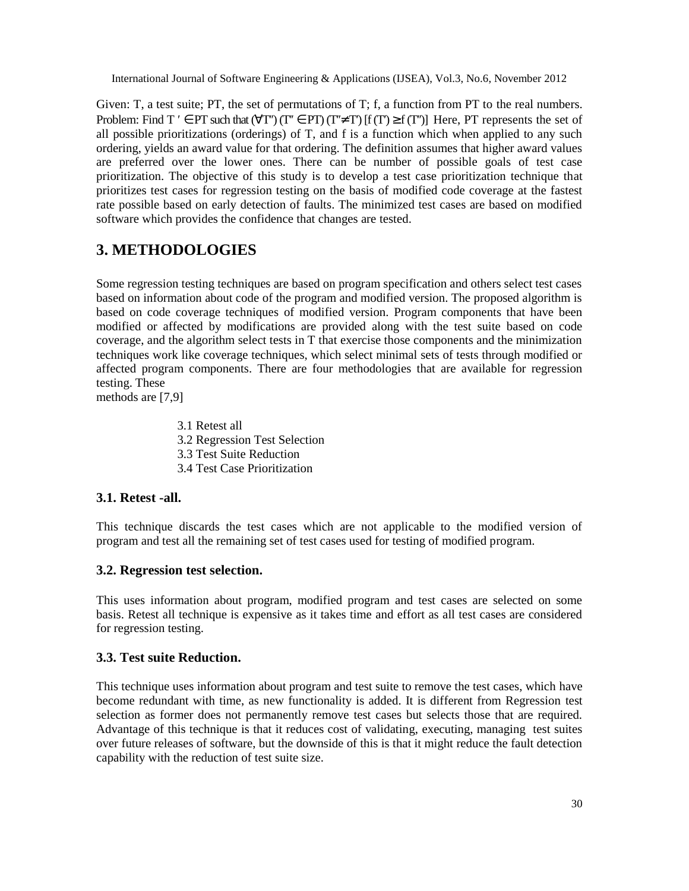Given: T, a test suite; PT, the set of permutations of T; f, a function from PT to the real numbers. Problem: Find $T' \in PT$ such that $(\forall T'')\,(T'' \in PT)\,(T'' \neq T')\,[f(T') \geq f(T'')]$ Here, PT represents the set of all possible prioritizations (orderings) of T, and f is a function which when applied to any such ordering, yields an award value for that ordering. The definition assumes that higher award values are preferred over the lower ones. There can be number of possible goals of test case prioritization. The objective of this study is to develop a test case prioritization technique that prioritizes test cases for regression testing on the basis of modified code coverage at the fastest rate possible based on early detection of faults. The minimized test cases are based on modified software which provides the confidence that changes are tested.

# 3. METHODOLOGIES

Some regression testing techniques are based on program specification and others select test cases based on information about code of the program and modified version. The proposed algorithm is based on code coverage techniques of modified version. Program components that have been modified or affected by modifications are provided along with the test suite based on code coverage, and the algorithm select tests in T that exercise those components and the minimization techniques work like coverage techniques, which select minimal sets of tests through modified or affected program components. There are four methodologies that are available for regression testing. These
methods are [7,9]

3.1 Retest all
3.2 Regression Test Selection
3.3 Test Suite Reduction
3.4 Test Case Prioritization

## 3.1. Retest -all.

This technique discards the test cases which are not applicable to the modified version of program and test all the remaining set of test cases used for testing of modified program.

## 3.2. Regression test selection.

This uses information about program, modified program and test cases are selected on some basis. Retest all technique is expensive as it takes time and effort as all test cases are considered for regression testing.

## 3.3. Test suite Reduction.

This technique uses information about program and test suite to remove the test cases, which have become redundant with time, as new functionality is added. It is different from Regression test selection as former does not permanently remove test cases but selects those that are required. Advantage of this technique is that it reduces cost of validating, executing, managing test suites over future releases of software, but the downside of this is that it might reduce the fault detection capability with the reduction of test suite size.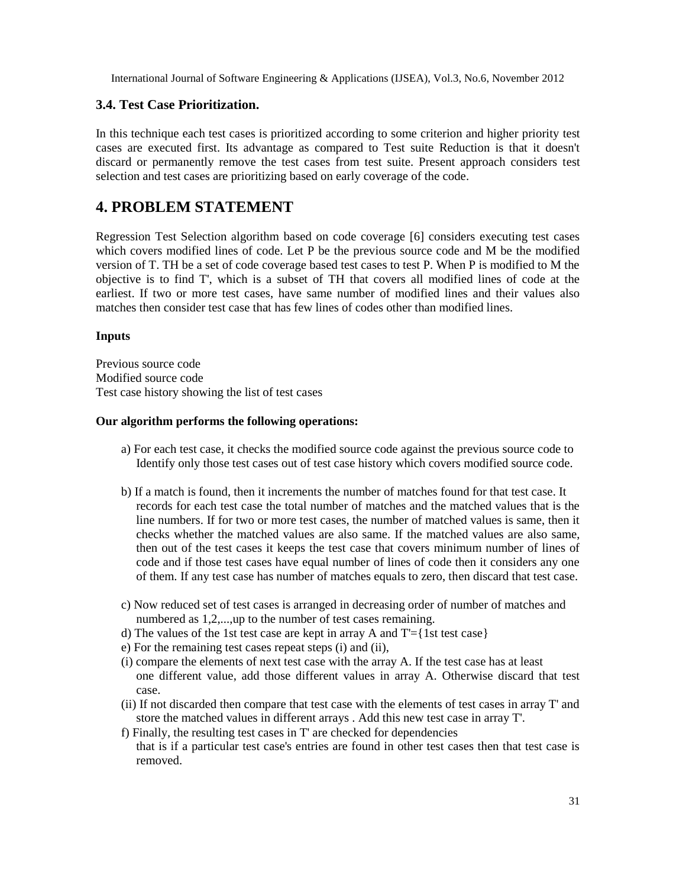### 3.4. Test Case Prioritization.

In this technique each test cases is prioritized according to some criterion and higher priority test cases are executed first. Its advantage as compared to Test suite Reduction is that it doesn't discard or permanently remove the test cases from test suite. Present approach considers test selection and test cases are prioritizing based on early coverage of the code.

# 4. PROBLEM STATEMENT

Regression Test Selection algorithm based on code coverage [6] considers executing test cases which covers modified lines of code. Let P be the previous source code and M be the modified version of T. TH be a set of code coverage based test cases to test P. When P is modified to M the objective is to find T', which is a subset of TH that covers all modified lines of code at the earliest. If two or more test cases, have same number of modified lines and their values also matches then consider test case that has few lines of codes other than modified lines.

**Inputs**

Previous source code
Modified source code
Test case history showing the list of test cases

**Our algorithm performs the following operations:**

a) For each test case, it checks the modified source code against the previous source code to Identify only those test cases out of test case history which covers modified source code.

b) If a match is found, then it increments the number of matches found for that test case. It records for each test case the total number of matches and the matched values that is the line numbers. If for two or more test cases, the number of matched values is same, then it checks whether the matched values are also same. If the matched values are also same, then out of the test cases it keeps the test case that covers minimum number of lines of code and if those test cases have equal number of lines of code then it considers any one of them. If any test case has number of matches equals to zero, then discard that test case.

c) Now reduced set of test cases is arranged in decreasing order of number of matches and numbered as 1,2,...,up to the number of test cases remaining.
d) The values of the 1st test case are kept in array A and T'={1st test case}
e) For the remaining test cases repeat steps (i) and (ii),
(i) compare the elements of next test case with the array A. If the test case has at least one different value, add those different values in array A. Otherwise discard that test case.
(ii) If not discarded then compare that test case with the elements of test cases in array T' and store the matched values in different arrays . Add this new test case in array T'.
f) Finally, the resulting test cases in T' are checked for dependencies that is if a particular test case's entries are found in other test cases then that test case is removed.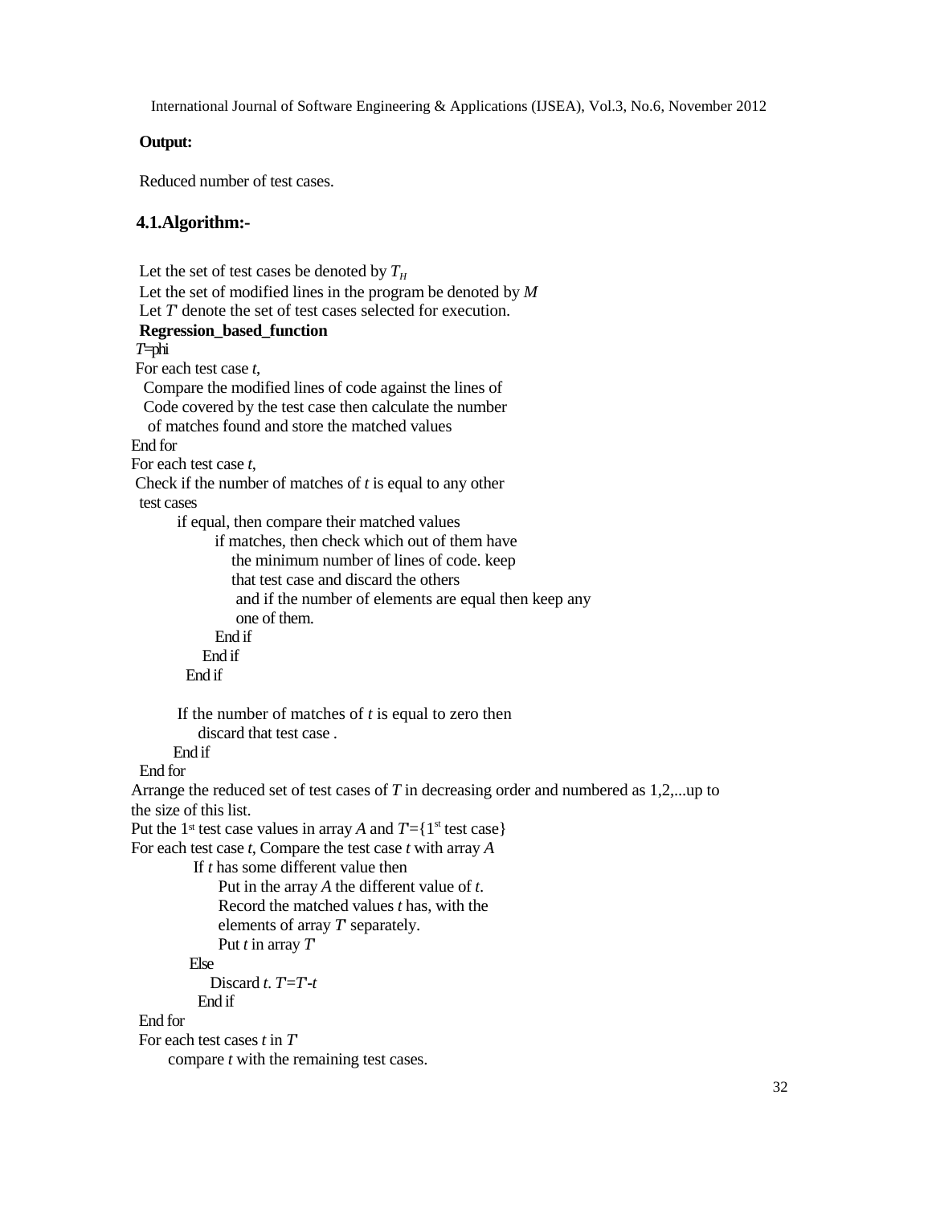**Output:**

Reduced number of test cases.

## 4.1.Algorithm:-

Let the set of test cases be denoted by $T_H$

Let the set of modified lines in the program be denoted by $M$

Let $T'$ denote the set of test cases selected for execution.

```
Regression_based_function
T'=phi
For each test case t,
  Compare the modified lines of code against the lines of
  Code covered by the test case then calculate the number
   of matches found and store the matched values
End for
For each test case t,
 Check if the number of matches of t is equal to any other
  test cases
        if equal, then compare their matched values
              if matches, then check which out of them have
                 the minimum number of lines of code. keep
                 that test case and discard the others
                  and if the number of elements are equal then keep any
                  one of them.
              End if
           End if
        End if

        If the number of matches of t is equal to zero then
           discard that test case .
        End if
  End for
Arrange the reduced set of test cases of T in decreasing order and numbered as 1,2,...up to
the size of this list.
Put the 1st test case values in array A and T'={1st test case}
For each test case t, Compare the test case t with array A
          If t has some different value then
               Put in the array A the different value of t.
               Record the matched values t has, with the
               elements of array T' separately.
               Put t in array T'
         Else
              Discard t. T'=T'-t
          End if
  End for
  For each test cases t in T'
       compare t with the remaining test cases.
```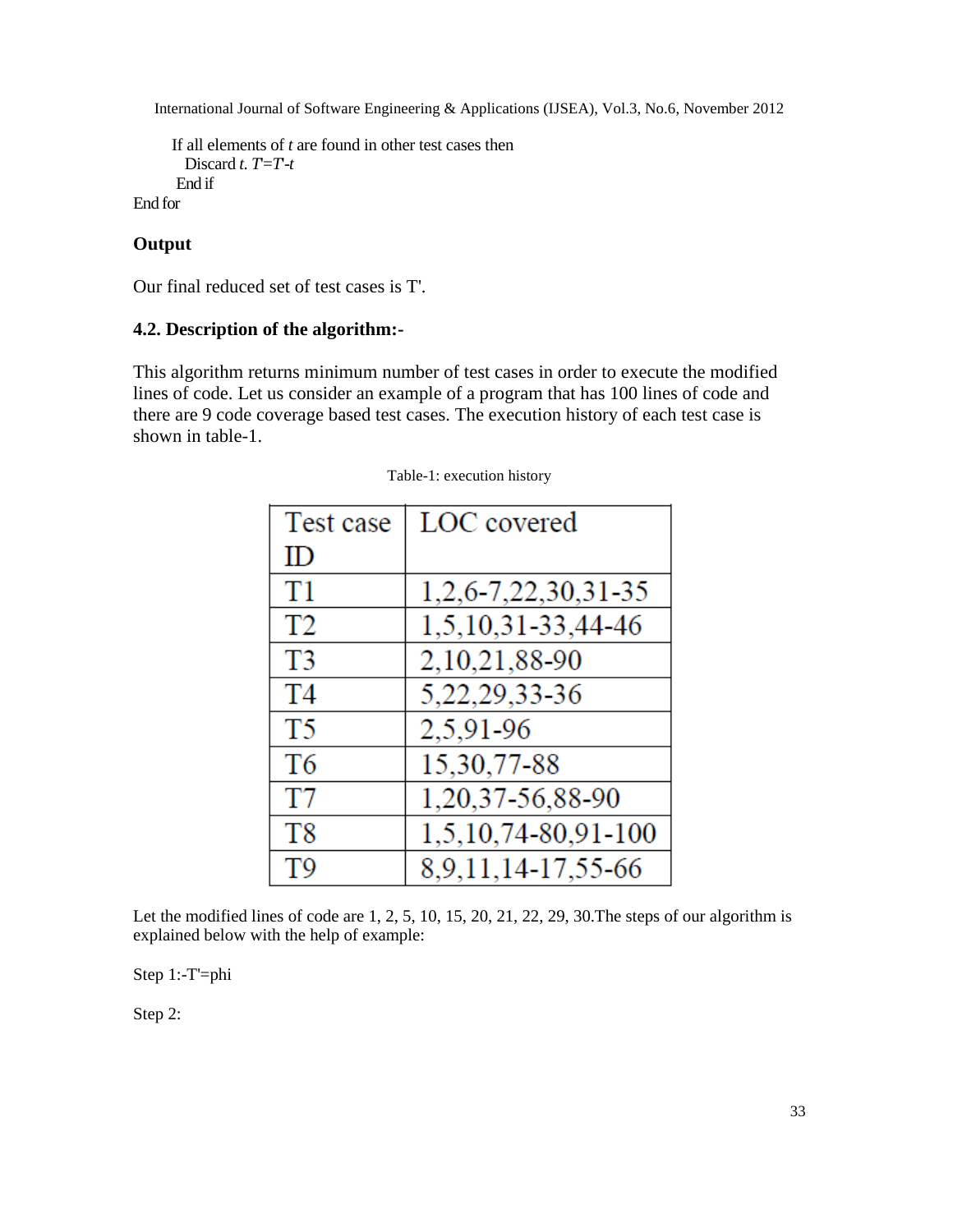```
    If all elements of t are found in other test cases then
      Discard t. T=T-t
     End if
End for
```

**Output**

Our final reduced set of test cases is T'.

### 4.2. Description of the algorithm:-

This algorithm returns minimum number of test cases in order to execute the modified lines of code. Let us consider an example of a program that has 100 lines of code and there are 9 code coverage based test cases. The execution history of each test case is shown in table-1.

Table-1: execution history

| Test case ID | LOC covered |
|---|---|
| T1 | 1,2,6-7,22,30,31-35 |
| T2 | 1,5,10,31-33,44-46 |
| T3 | 2,10,21,88-90 |
| T4 | 5,22,29,33-36 |
| T5 | 2,5,91-96 |
| T6 | 15,30,77-88 |
| T7 | 1,20,37-56,88-90 |
| T8 | 1,5,10,74-80,91-100 |
| T9 | 8,9,11,14-17,55-66 |

Let the modified lines of code are 1, 2, 5, 10, 15, 20, 21, 22, 29, 30.The steps of our algorithm is explained below with the help of example:

Step 1:-T'=phi

Step 2: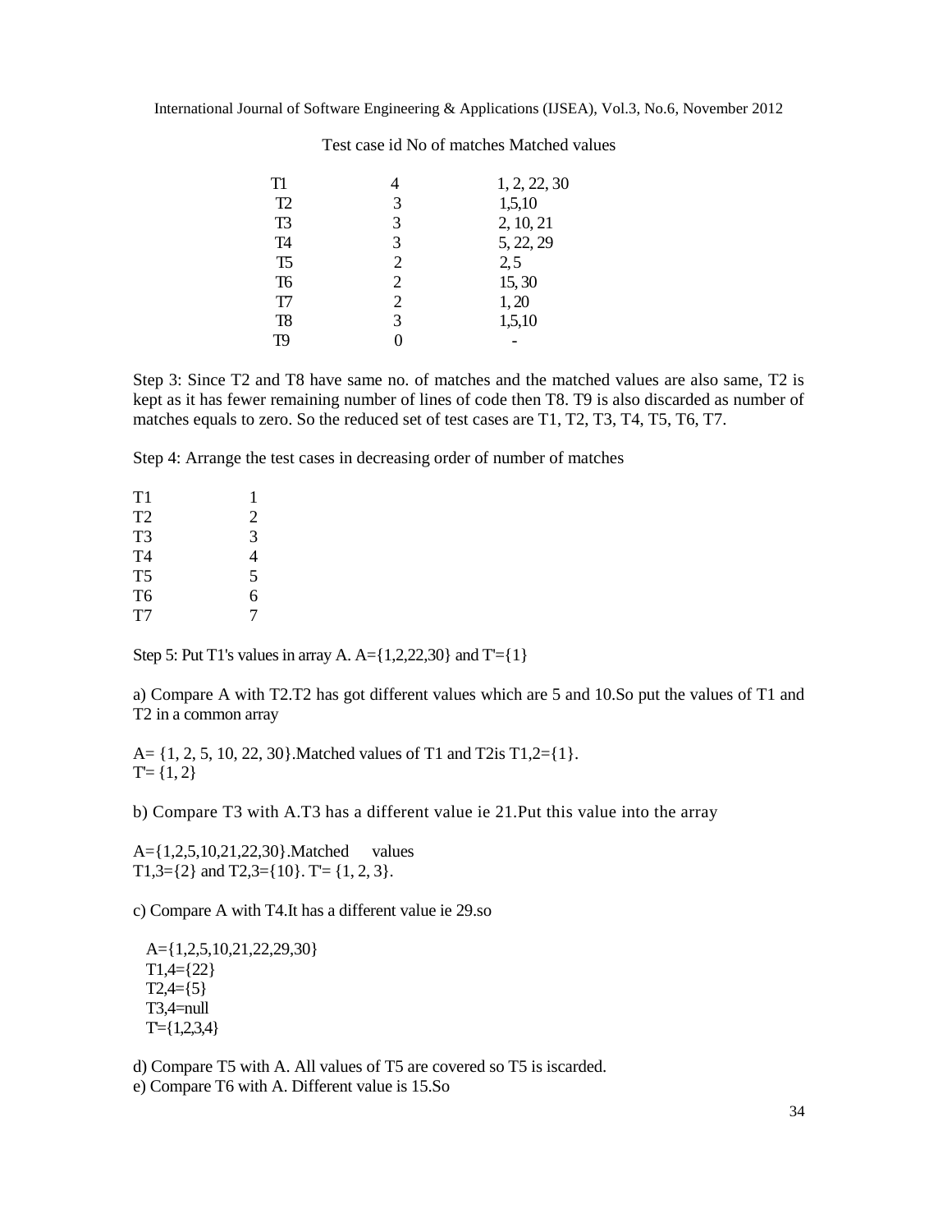| Test case id | No of matches | Matched values |
|---|---|---|
| T1 | 4 | 1, 2, 22, 30 |
| T2 | 3 | 1,5,10 |
| T3 | 3 | 2, 10, 21 |
| T4 | 3 | 5, 22, 29 |
| T5 | 2 | 2, 5 |
| T6 | 2 | 15, 30 |
| T7 | 2 | 1, 20 |
| T8 | 3 | 1,5,10 |
| T9 | 0 | - |

Step 3: Since T2 and T8 have same no. of matches and the matched values are also same, T2 is kept as it has fewer remaining number of lines of code then T8. T9 is also discarded as number of matches equals to zero. So the reduced set of test cases are T1, T2, T3, T4, T5, T6, T7.

Step 4: Arrange the test cases in decreasing order of number of matches

| | |
|---|---|
| T1 | 1 |
| T2 | 2 |
| T3 | 3 |
| T4 | 4 |
| T5 | 5 |
| T6 | 6 |
| T7 | 7 |

Step 5: Put T1's values in array A. A={1,2,22,30} and T'={1}

a) Compare A with T2.T2 has got different values which are 5 and 10.So put the values of T1 and T2 in a common array

A= {1, 2, 5, 10, 22, 30}.Matched values of T1 and T2is T1,2={1}.
T'= {1, 2}

b) Compare T3 with A.T3 has a different value ie 21.Put this value into the array

A={1,2,5,10,21,22,30}.Matched values
T1,3={2} and T2,3={10}. T'= {1, 2, 3}.

c) Compare A with T4.It has a different value ie 29.so

A={1,2,5,10,21,22,29,30}
T1,4={22}
T2,4={5}
T3,4=null
T'={1,2,3,4}

d) Compare T5 with A. All values of T5 are covered so T5 is iscarded.
e) Compare T6 with A. Different value is 15.So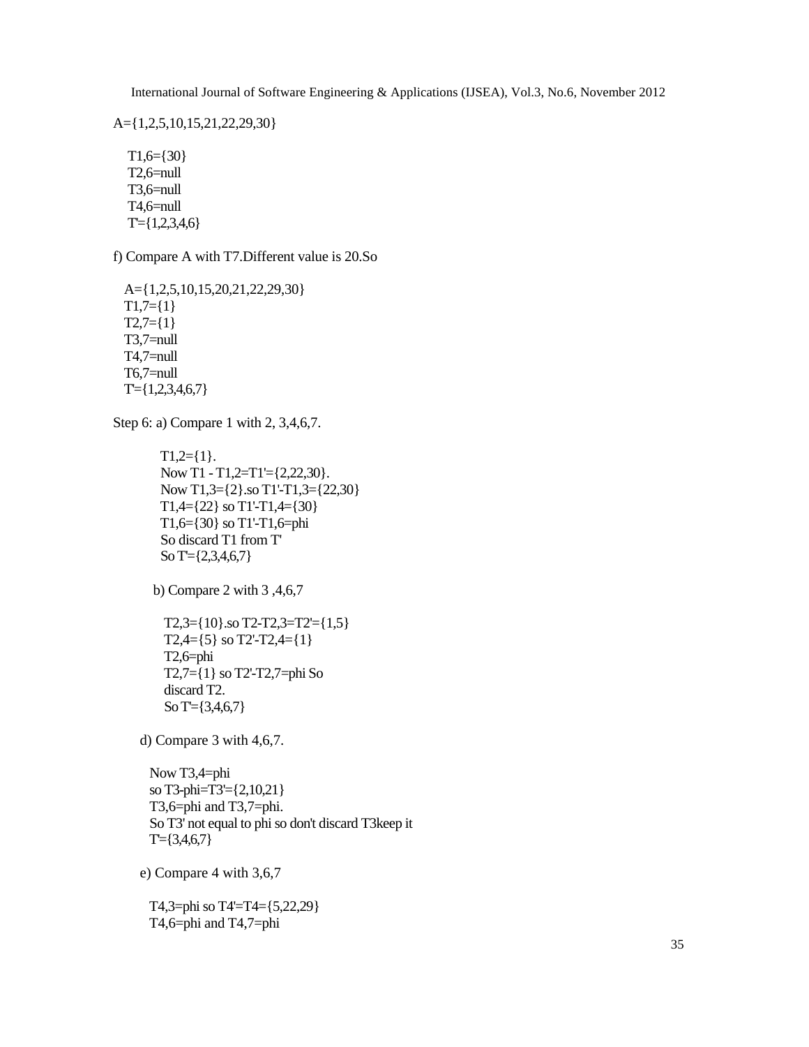A={1,2,5,10,15,21,22,29,30}

T1,6={30}
T2,6=null
T3,6=null
T4,6=null
T'={1,2,3,4,6}

f) Compare A with T7.Different value is 20.So

A={1,2,5,10,15,20,21,22,29,30}
T1,7={1}
T2,7={1}
T3,7=null
T4,7=null
T6,7=null
T'={1,2,3,4,6,7}

Step 6: a) Compare 1 with 2, 3,4,6,7.

T1,2={1}.
Now T1 - T1,2=T1'={2,22,30}.
Now T1,3={2}.so T1'-T1,3={22,30}
T1,4={22} so T1'-T1,4={30}
T1,6={30} so T1'-T1,6=phi
So discard T1 from T'
So T'={2,3,4,6,7}

b) Compare 2 with 3 ,4,6,7

T2,3={10}.so T2-T2,3=T2'={1,5}
T2,4={5} so T2'-T2,4={1}
T2,6=phi
T2,7={1} so T2'-T2,7=phi So
discard T2.
So T'={3,4,6,7}

d) Compare 3 with 4,6,7.

Now T3,4=phi
so T3-phi=T3'={2,10,21}
T3,6=phi and T3,7=phi.
So T3' not equal to phi so don't discard T3keep it
T'={3,4,6,7}

e) Compare 4 with 3,6,7

T4,3=phi so T4'=T4={5,22,29}
T4,6=phi and T4,7=phi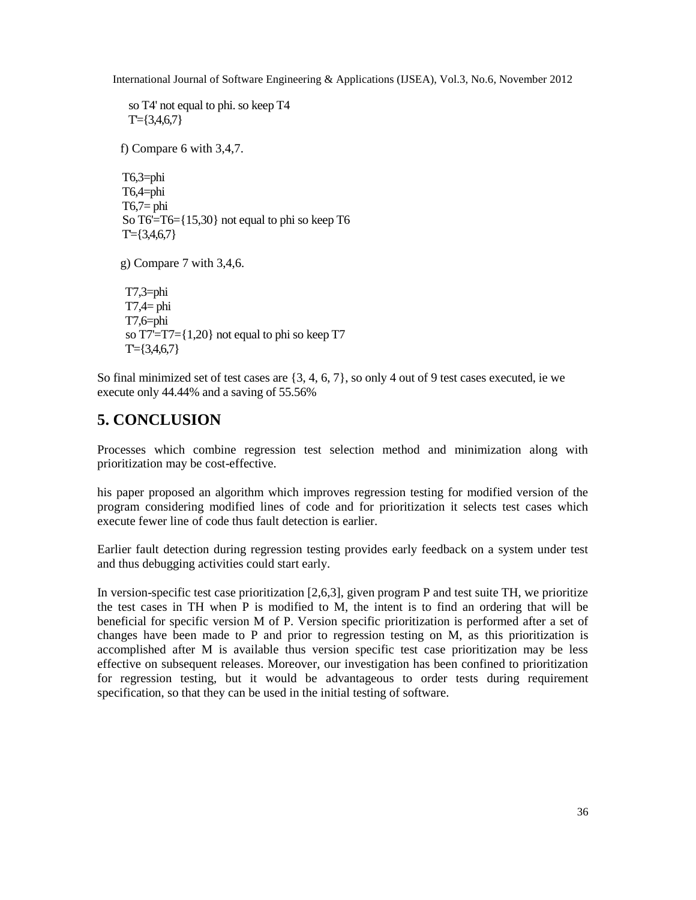so T4' not equal to phi. so keep T4
T'={3,4,6,7}

f) Compare 6 with 3,4,7.

T6,3=phi
T6,4=phi
T6,7= phi
So T6'=T6={15,30} not equal to phi so keep T6
T'={3,4,6,7}

g) Compare 7 with 3,4,6.

T7,3=phi
T7,4= phi
T7,6=phi
so T7'=T7={1,20} not equal to phi so keep T7
T'={3,4,6,7}

So final minimized set of test cases are {3, 4, 6, 7}, so only 4 out of 9 test cases executed, ie we execute only 44.44% and a saving of 55.56%

## 5. CONCLUSION

Processes which combine regression test selection method and minimization along with prioritization may be cost-effective.

his paper proposed an algorithm which improves regression testing for modified version of the program considering modified lines of code and for prioritization it selects test cases which execute fewer line of code thus fault detection is earlier.

Earlier fault detection during regression testing provides early feedback on a system under test and thus debugging activities could start early.

In version-specific test case prioritization [2,6,3], given program P and test suite TH, we prioritize the test cases in TH when P is modified to M, the intent is to find an ordering that will be beneficial for specific version M of P. Version specific prioritization is performed after a set of changes have been made to P and prior to regression testing on M, as this prioritization is accomplished after M is available thus version specific test case prioritization may be less effective on subsequent releases. Moreover, our investigation has been confined to prioritization for regression testing, but it would be advantageous to order tests during requirement specification, so that they can be used in the initial testing of software.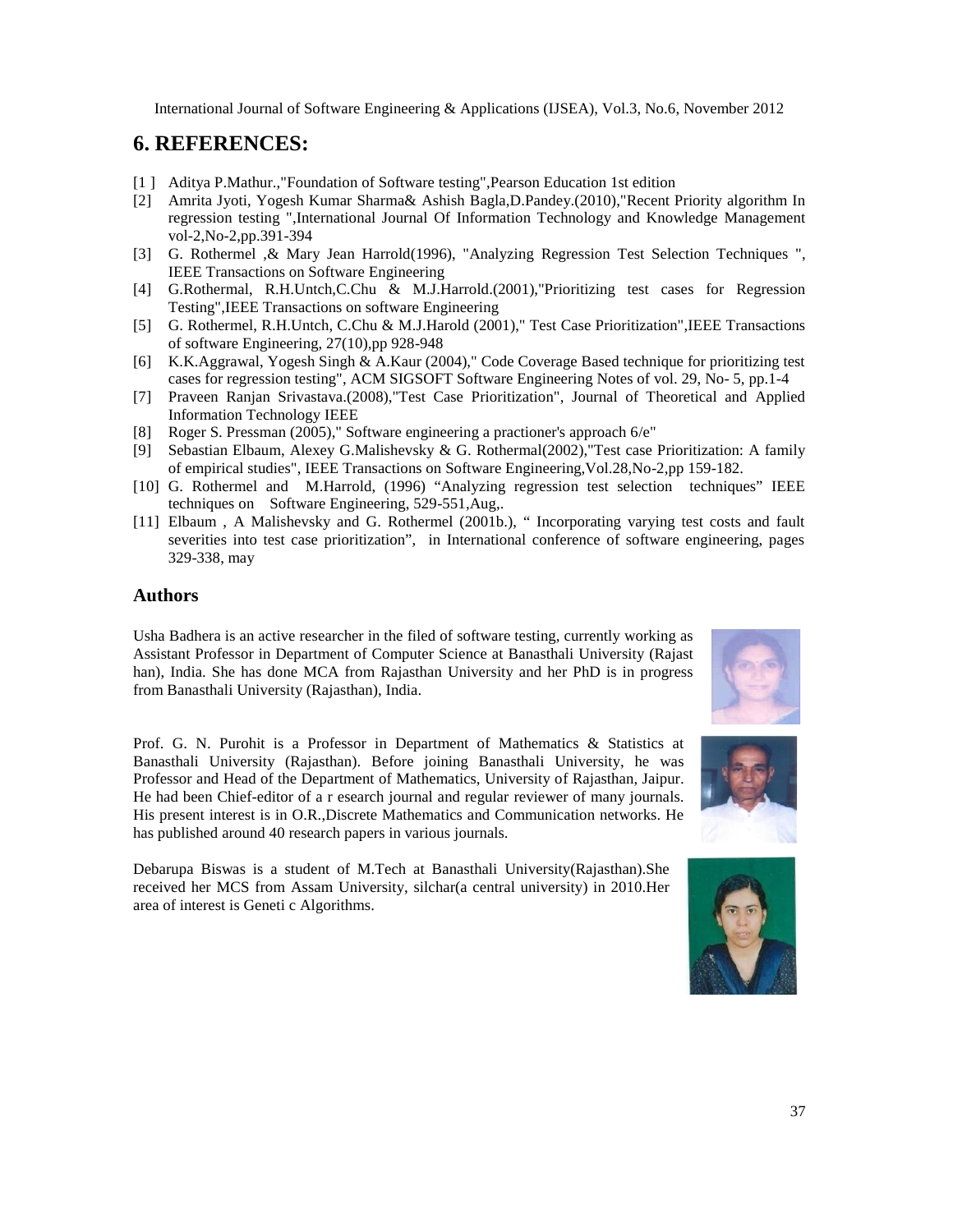# 6. REFERENCES:

[1 ] Aditya P.Mathur.,"Foundation of Software testing",Pearson Education 1st edition

[2] Amrita Jyoti, Yogesh Kumar Sharma& Ashish Bagla,D.Pandey.(2010),"Recent Priority algorithm In regression testing ",International Journal Of Information Technology and Knowledge Management vol-2,No-2,pp.391-394

[3] G. Rothermel ,& Mary Jean Harrold(1996), "Analyzing Regression Test Selection Techniques ", IEEE Transactions on Software Engineering

[4] G.Rothermal, R.H.Untch,C.Chu & M.J.Harrold.(2001),"Prioritizing test cases for Regression Testing",IEEE Transactions on software Engineering

[5] G. Rothermel, R.H.Untch, C.Chu & M.J.Harold (2001)," Test Case Prioritization",IEEE Transactions of software Engineering, 27(10),pp 928-948

[6] K.K.Aggrawal, Yogesh Singh & A.Kaur (2004)," Code Coverage Based technique for prioritizing test cases for regression testing", ACM SIGSOFT Software Engineering Notes of vol. 29, No- 5, pp.1-4

[7] Praveen Ranjan Srivastava.(2008),"Test Case Prioritization", Journal of Theoretical and Applied Information Technology IEEE

[8] Roger S. Pressman (2005)," Software engineering a practioner's approach 6/e"

[9] Sebastian Elbaum, Alexey G.Malishevsky & G. Rothermal(2002),"Test case Prioritization: A family of empirical studies", IEEE Transactions on Software Engineering,Vol.28,No-2,pp 159-182.

[10] G. Rothermel and M.Harrold, (1996) "Analyzing regression test selection techniques" IEEE techniques on Software Engineering, 529-551,Aug,.

[11] Elbaum , A Malishevsky and G. Rothermel (2001b.), " Incorporating varying test costs and fault severities into test case prioritization", in International conference of software engineering, pages 329-338, may

## Authors

Usha Badhera is an active researcher in the filed of software testing, currently working as Assistant Professor in Department of Computer Science at Banasthali University (Rajast han), India. She has done MCA from Rajasthan University and her PhD is in progress from Banasthali University (Rajasthan), India.

Prof. G. N. Purohit is a Professor in Department of Mathematics & Statistics at Banasthali University (Rajasthan). Before joining Banasthali University, he was Professor and Head of the Department of Mathematics, University of Rajasthan, Jaipur. He had been Chief-editor of a r esearch journal and regular reviewer of many journals. His present interest is in O.R.,Discrete Mathematics and Communication networks. He has published around 40 research papers in various journals.

Debarupa Biswas is a student of M.Tech at Banasthali University(Rajasthan).She received her MCS from Assam University, silchar(a central university) in 2010.Her area of interest is Geneti c Algorithms.